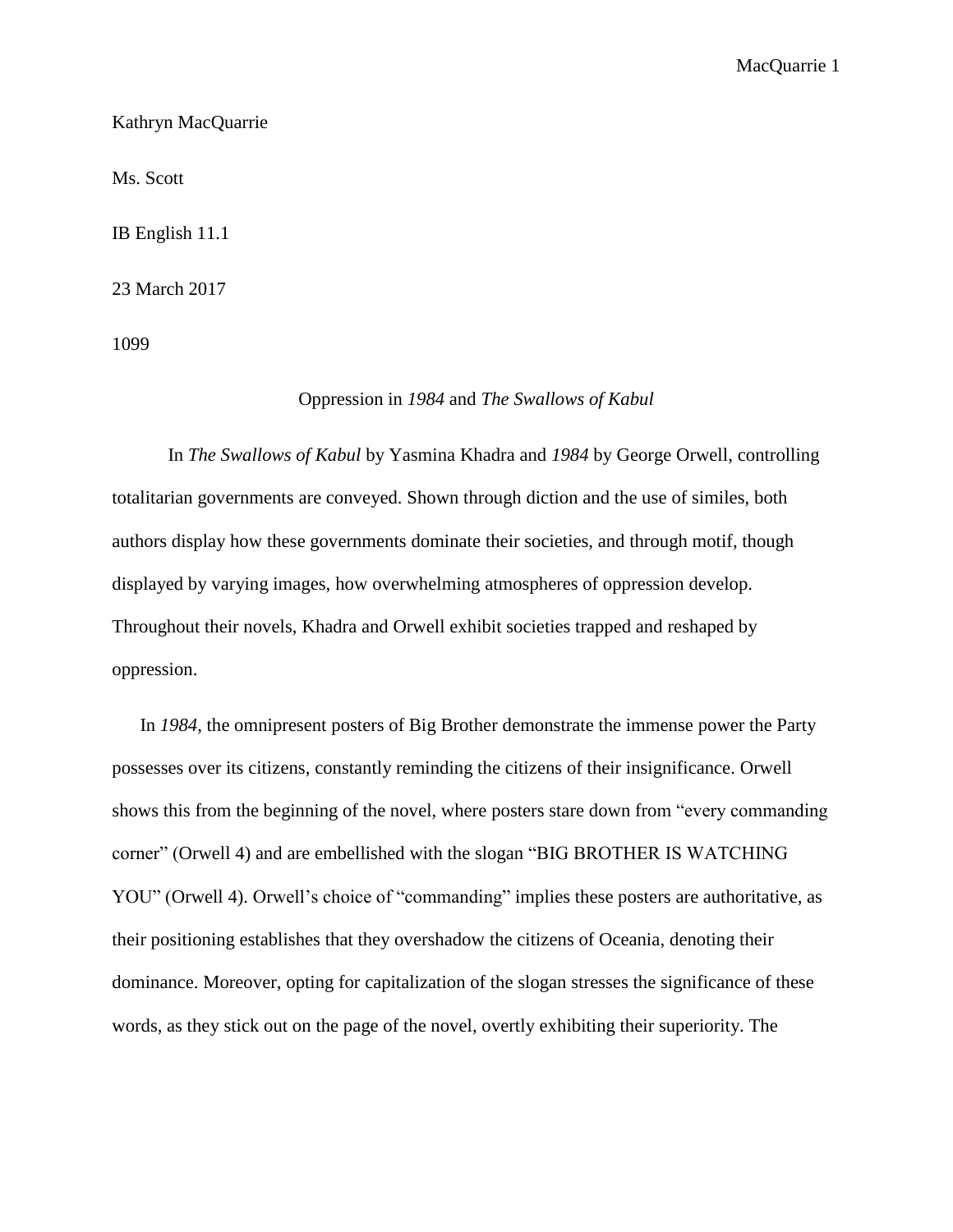Kathryn MacQuarrie

Ms. Scott

IB English 11.1

23 March 2017

1099

# Oppression in *1984* and *The Swallows of Kabul*

In *The Swallows of Kabul* by Yasmina Khadra and *1984* by George Orwell, controlling totalitarian governments are conveyed. Shown through diction and the use of similes, both authors display how these governments dominate their societies, and through motif, though displayed by varying images, how overwhelming atmospheres of oppression develop. Throughout their novels, Khadra and Orwell exhibit societies trapped and reshaped by oppression.

In *1984*, the omnipresent posters of Big Brother demonstrate the immense power the Party possesses over its citizens, constantly reminding the citizens of their insignificance. Orwell shows this from the beginning of the novel, where posters stare down from "every commanding corner" (Orwell 4) and are embellished with the slogan "BIG BROTHER IS WATCHING YOU" (Orwell 4). Orwell's choice of "commanding" implies these posters are authoritative, as their positioning establishes that they overshadow the citizens of Oceania, denoting their dominance. Moreover, opting for capitalization of the slogan stresses the significance of these words, as they stick out on the page of the novel, overtly exhibiting their superiority. The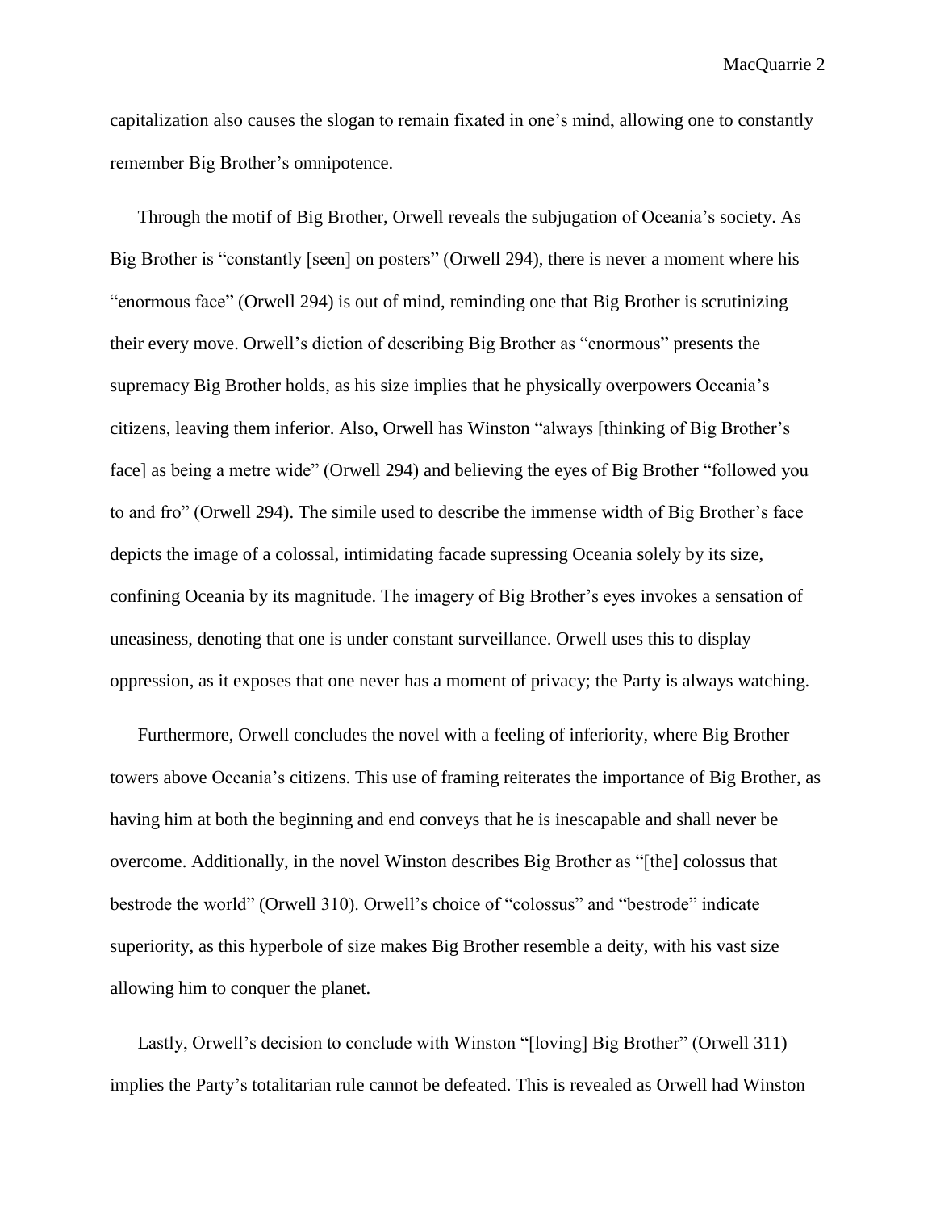capitalization also causes the slogan to remain fixated in one's mind, allowing one to constantly remember Big Brother's omnipotence.

Through the motif of Big Brother, Orwell reveals the subjugation of Oceania's society. As Big Brother is "constantly [seen] on posters" (Orwell 294), there is never a moment where his "enormous face" (Orwell 294) is out of mind, reminding one that Big Brother is scrutinizing their every move. Orwell's diction of describing Big Brother as "enormous" presents the supremacy Big Brother holds, as his size implies that he physically overpowers Oceania's citizens, leaving them inferior. Also, Orwell has Winston "always [thinking of Big Brother's face] as being a metre wide" (Orwell 294) and believing the eyes of Big Brother "followed you to and fro" (Orwell 294). The simile used to describe the immense width of Big Brother's face depicts the image of a colossal, intimidating facade supressing Oceania solely by its size, confining Oceania by its magnitude. The imagery of Big Brother's eyes invokes a sensation of uneasiness, denoting that one is under constant surveillance. Orwell uses this to display oppression, as it exposes that one never has a moment of privacy; the Party is always watching.

Furthermore, Orwell concludes the novel with a feeling of inferiority, where Big Brother towers above Oceania's citizens. This use of framing reiterates the importance of Big Brother, as having him at both the beginning and end conveys that he is inescapable and shall never be overcome. Additionally, in the novel Winston describes Big Brother as "[the] colossus that bestrode the world" (Orwell 310). Orwell's choice of "colossus" and "bestrode" indicate superiority, as this hyperbole of size makes Big Brother resemble a deity, with his vast size allowing him to conquer the planet.

Lastly, Orwell's decision to conclude with Winston "[loving] Big Brother" (Orwell 311) implies the Party's totalitarian rule cannot be defeated. This is revealed as Orwell had Winston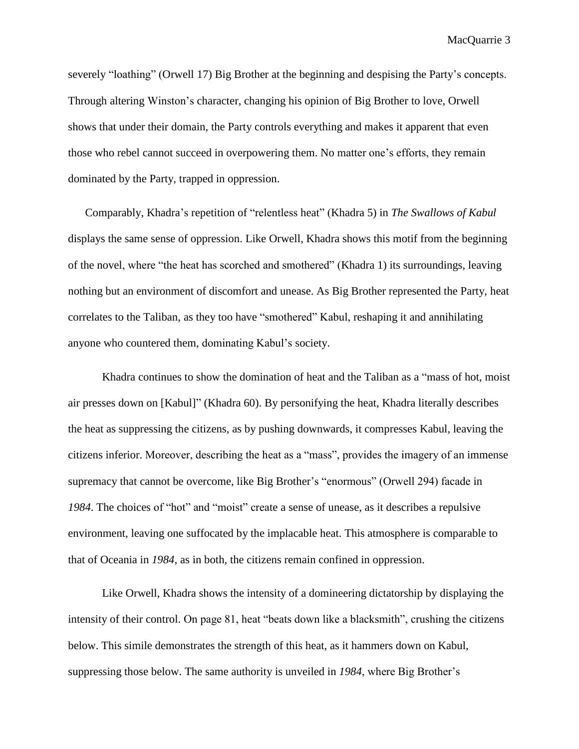severely "loathing" (Orwell 17) Big Brother at the beginning and despising the Party's concepts. Through altering Winston's character, changing his opinion of Big Brother to love, Orwell shows that under their domain, the Party controls everything and makes it apparent that even those who rebel cannot succeed in overpowering them. No matter one's efforts, they remain dominated by the Party, trapped in oppression.

Comparably, Khadra's repetition of "relentless heat" (Khadra 5) in *The Swallows of Kabul* displays the same sense of oppression. Like Orwell, Khadra shows this motif from the beginning of the novel, where "the heat has scorched and smothered" (Khadra 1) its surroundings, leaving nothing but an environment of discomfort and unease. As Big Brother represented the Party, heat correlates to the Taliban, as they too have "smothered" Kabul, reshaping it and annihilating anyone who countered them, dominating Kabul's society.

Khadra continues to show the domination of heat and the Taliban as a "mass of hot, moist air presses down on [Kabul]" (Khadra 60). By personifying the heat, Khadra literally describes the heat as suppressing the citizens, as by pushing downwards, it compresses Kabul, leaving the citizens inferior. Moreover, describing the heat as a "mass", provides the imagery of an immense supremacy that cannot be overcome, like Big Brother's "enormous" (Orwell 294) facade in *1984*. The choices of "hot" and "moist" create a sense of unease, as it describes a repulsive environment, leaving one suffocated by the implacable heat. This atmosphere is comparable to that of Oceania in *1984*, as in both, the citizens remain confined in oppression.

Like Orwell, Khadra shows the intensity of a domineering dictatorship by displaying the intensity of their control. On page 81, heat "beats down like a blacksmith", crushing the citizens below. This simile demonstrates the strength of this heat, as it hammers down on Kabul, suppressing those below. The same authority is unveiled in *1984*, where Big Brother's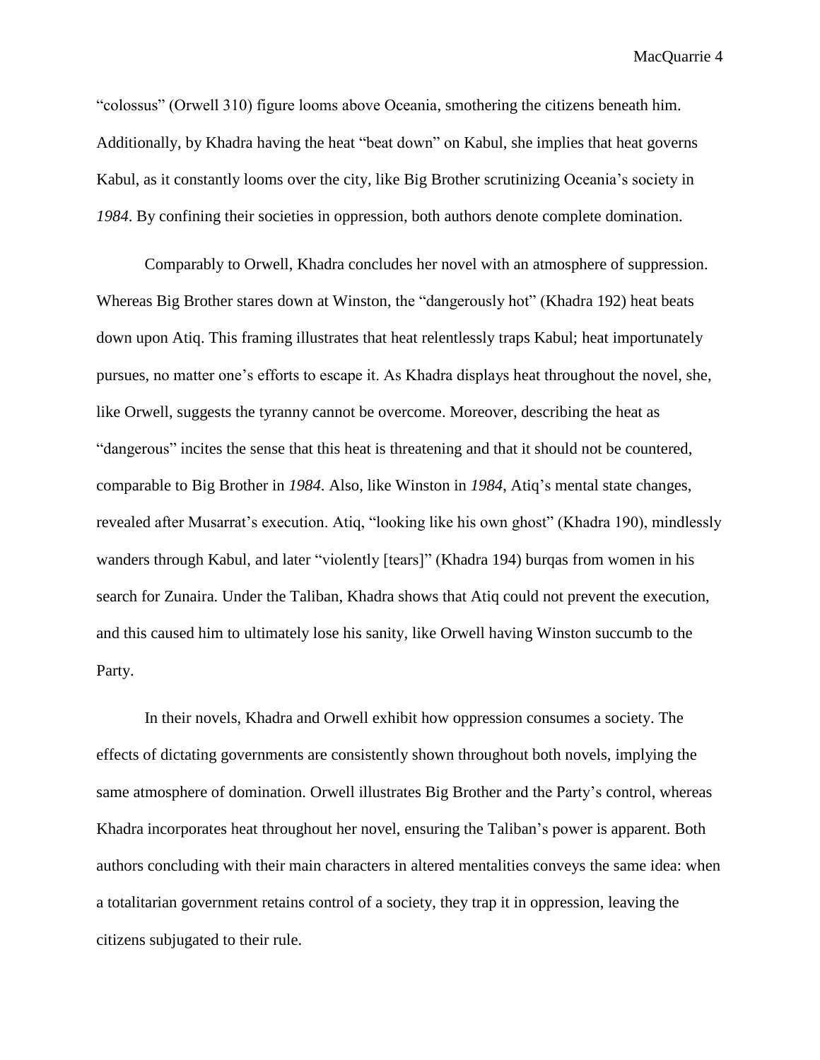"colossus" (Orwell 310) figure looms above Oceania, smothering the citizens beneath him. Additionally, by Khadra having the heat "beat down" on Kabul, she implies that heat governs Kabul, as it constantly looms over the city, like Big Brother scrutinizing Oceania's society in *1984*. By confining their societies in oppression, both authors denote complete domination.

Comparably to Orwell, Khadra concludes her novel with an atmosphere of suppression. Whereas Big Brother stares down at Winston, the "dangerously hot" (Khadra 192) heat beats down upon Atiq. This framing illustrates that heat relentlessly traps Kabul; heat importunately pursues, no matter one's efforts to escape it. As Khadra displays heat throughout the novel, she, like Orwell, suggests the tyranny cannot be overcome. Moreover, describing the heat as "dangerous" incites the sense that this heat is threatening and that it should not be countered, comparable to Big Brother in *1984*. Also, like Winston in *1984*, Atiq's mental state changes, revealed after Musarrat's execution. Atiq, "looking like his own ghost" (Khadra 190), mindlessly wanders through Kabul, and later "violently [tears]" (Khadra 194) burqas from women in his search for Zunaira. Under the Taliban, Khadra shows that Atiq could not prevent the execution, and this caused him to ultimately lose his sanity, like Orwell having Winston succumb to the Party.

In their novels, Khadra and Orwell exhibit how oppression consumes a society. The effects of dictating governments are consistently shown throughout both novels, implying the same atmosphere of domination. Orwell illustrates Big Brother and the Party's control, whereas Khadra incorporates heat throughout her novel, ensuring the Taliban's power is apparent. Both authors concluding with their main characters in altered mentalities conveys the same idea: when a totalitarian government retains control of a society, they trap it in oppression, leaving the citizens subjugated to their rule.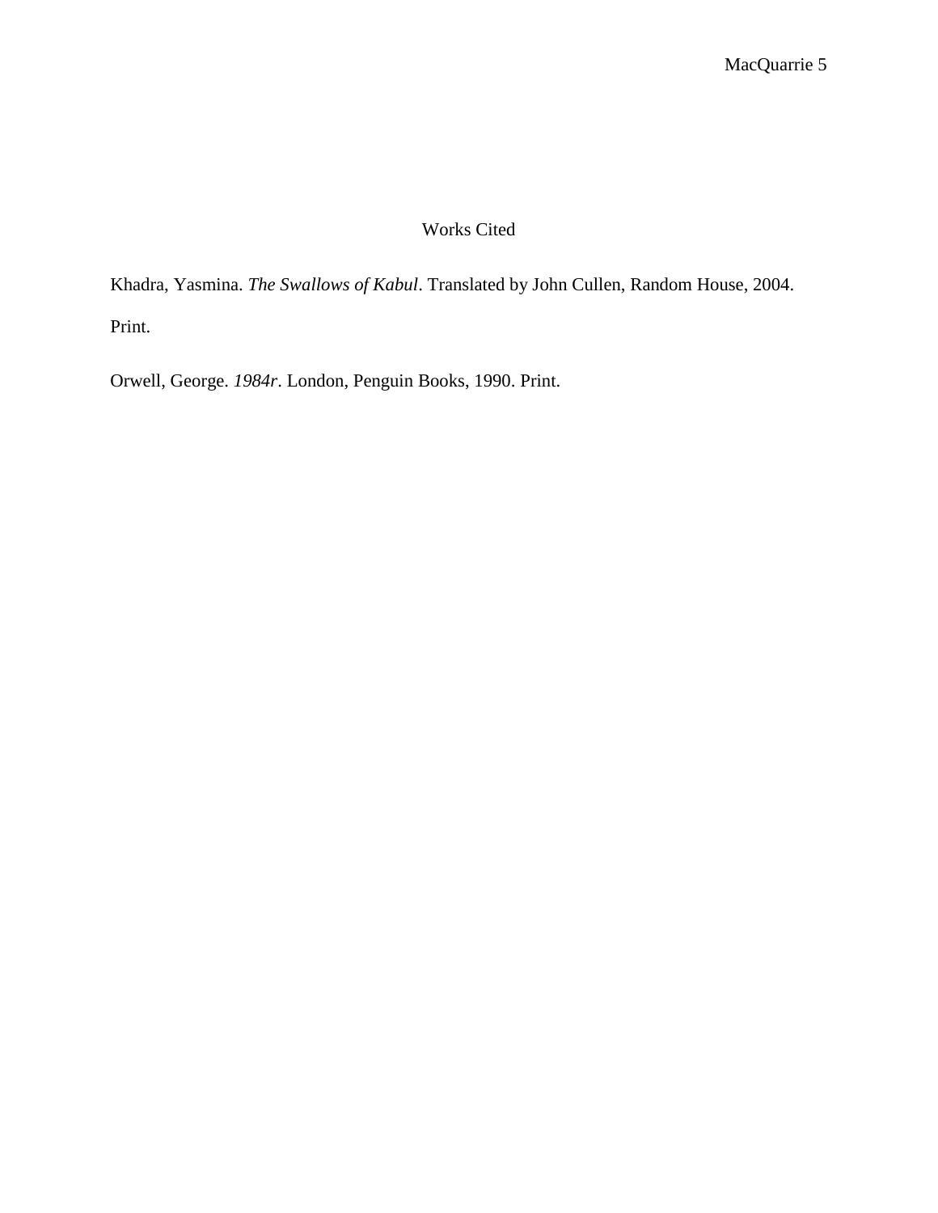# Works Cited

Khadra, Yasmina. *The Swallows of Kabul*. Translated by John Cullen, Random House, 2004. Print.

Orwell, George. *1984r*. London, Penguin Books, 1990. Print.